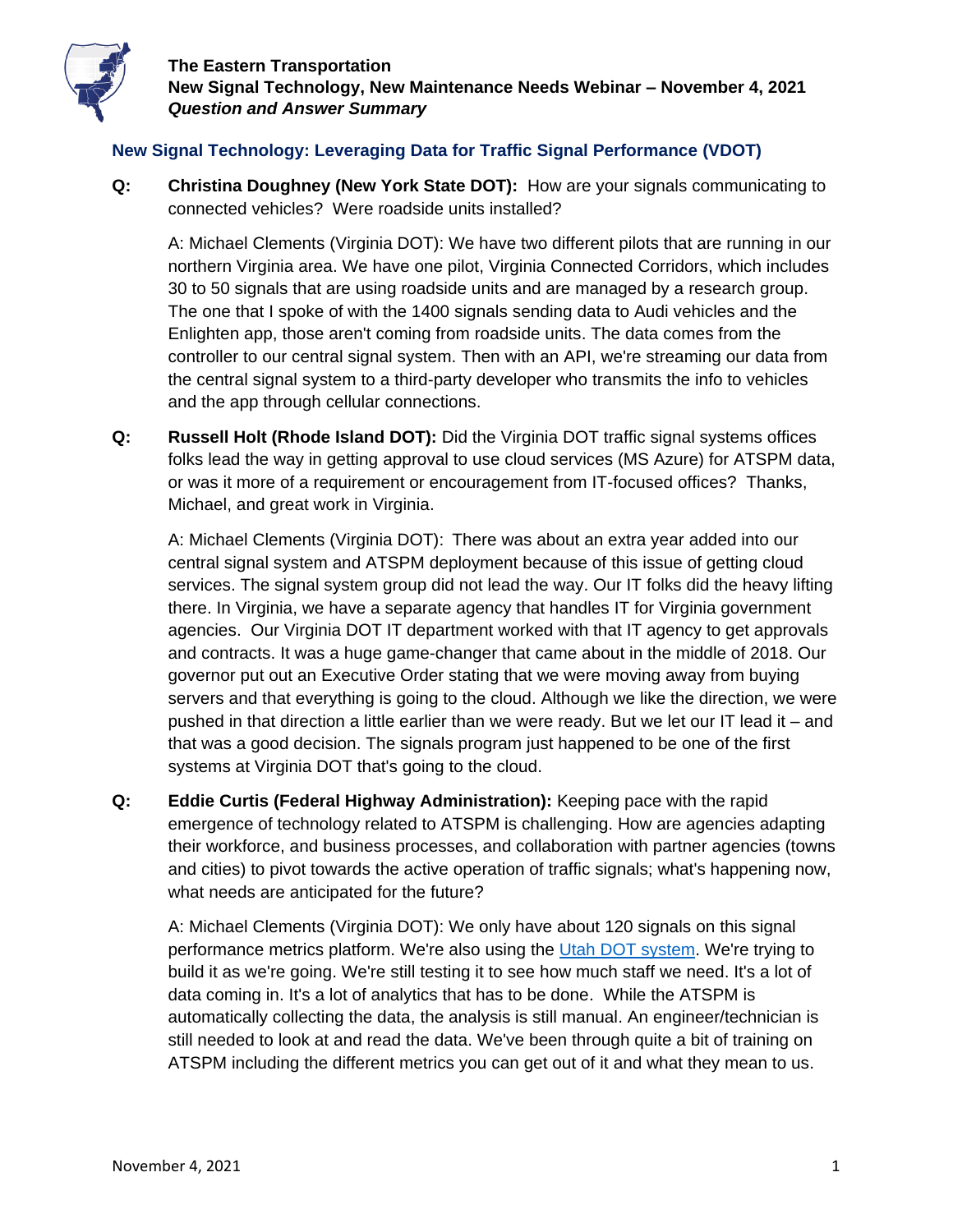# The Eastern Transportation
# New Signal Technology, New Maintenance Needs Webinar – November 4, 2021
***Question and Answer Summary***

## New Signal Technology: Leveraging Data for Traffic Signal Performance (VDOT)

**Q:** **Christina Doughney (New York State DOT):** How are your signals communicating to connected vehicles? Were roadside units installed?

A: Michael Clements (Virginia DOT): We have two different pilots that are running in our northern Virginia area. We have one pilot, Virginia Connected Corridors, which includes 30 to 50 signals that are using roadside units and are managed by a research group. The one that I spoke of with the 1400 signals sending data to Audi vehicles and the Enlighten app, those aren't coming from roadside units. The data comes from the controller to our central signal system. Then with an API, we're streaming our data from the central signal system to a third-party developer who transmits the info to vehicles and the app through cellular connections.

**Q:** **Russell Holt (Rhode Island DOT):** Did the Virginia DOT traffic signal systems offices folks lead the way in getting approval to use cloud services (MS Azure) for ATSPM data, or was it more of a requirement or encouragement from IT-focused offices? Thanks, Michael, and great work in Virginia.

A: Michael Clements (Virginia DOT): There was about an extra year added into our central signal system and ATSPM deployment because of this issue of getting cloud services. The signal system group did not lead the way. Our IT folks did the heavy lifting there. In Virginia, we have a separate agency that handles IT for Virginia government agencies. Our Virginia DOT IT department worked with that IT agency to get approvals and contracts. It was a huge game-changer that came about in the middle of 2018. Our governor put out an Executive Order stating that we were moving away from buying servers and that everything is going to the cloud. Although we like the direction, we were pushed in that direction a little earlier than we were ready. But we let our IT lead it – and that was a good decision. The signals program just happened to be one of the first systems at Virginia DOT that's going to the cloud.

**Q:** **Eddie Curtis (Federal Highway Administration):** Keeping pace with the rapid emergence of technology related to ATSPM is challenging. How are agencies adapting their workforce, and business processes, and collaboration with partner agencies (towns and cities) to pivot towards the active operation of traffic signals; what's happening now, what needs are anticipated for the future?

A: Michael Clements (Virginia DOT): We only have about 120 signals on this signal performance metrics platform. We're also using the Utah DOT system. We're trying to build it as we're going. We're still testing it to see how much staff we need. It's a lot of data coming in. It's a lot of analytics that has to be done. While the ATSPM is automatically collecting the data, the analysis is still manual. An engineer/technician is still needed to look at and read the data. We've been through quite a bit of training on ATSPM including the different metrics you can get out of it and what they mean to us.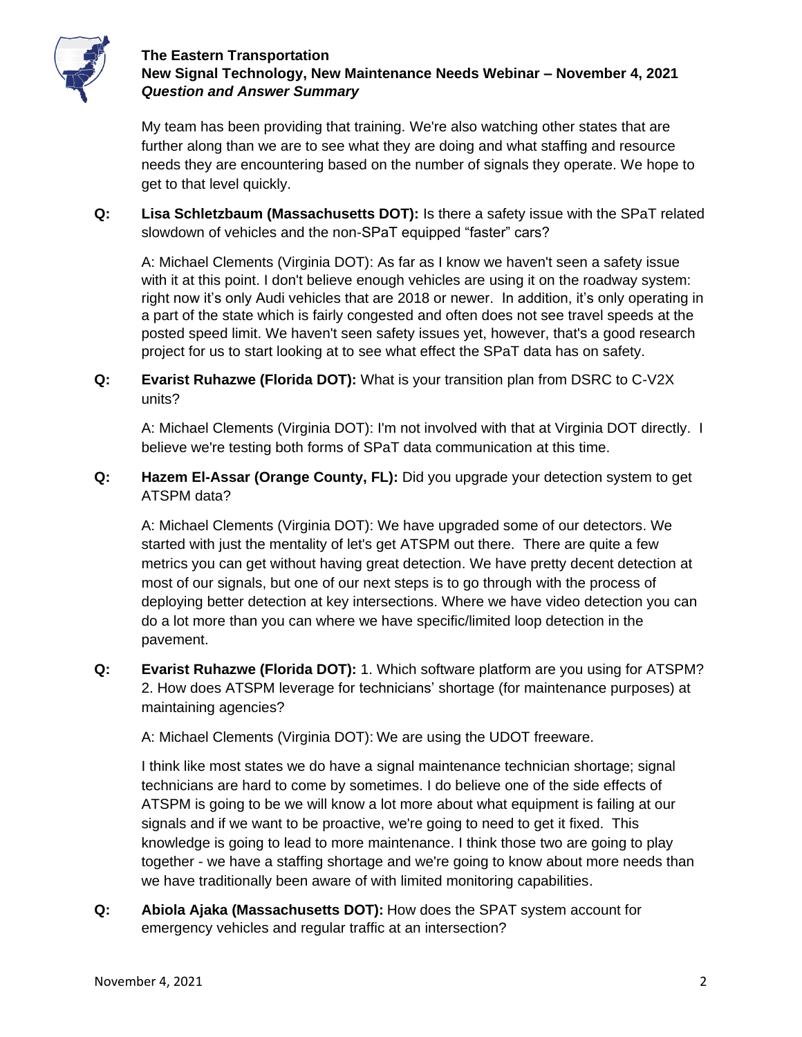My team has been providing that training. We're also watching other states that are further along than we are to see what they are doing and what staffing and resource needs they are encountering based on the number of signals they operate. We hope to get to that level quickly.

**Q: Lisa Schletzbaum (Massachusetts DOT):** Is there a safety issue with the SPaT related slowdown of vehicles and the non-SPaT equipped "faster" cars?

A: Michael Clements (Virginia DOT): As far as I know we haven't seen a safety issue with it at this point. I don't believe enough vehicles are using it on the roadway system: right now it's only Audi vehicles that are 2018 or newer. In addition, it's only operating in a part of the state which is fairly congested and often does not see travel speeds at the posted speed limit. We haven't seen safety issues yet, however, that's a good research project for us to start looking at to see what effect the SPaT data has on safety.

**Q: Evarist Ruhazwe (Florida DOT):** What is your transition plan from DSRC to C-V2X units?

A: Michael Clements (Virginia DOT): I'm not involved with that at Virginia DOT directly. I believe we're testing both forms of SPaT data communication at this time.

**Q: Hazem El-Assar (Orange County, FL):** Did you upgrade your detection system to get ATSPM data?

A: Michael Clements (Virginia DOT): We have upgraded some of our detectors. We started with just the mentality of let's get ATSPM out there. There are quite a few metrics you can get without having great detection. We have pretty decent detection at most of our signals, but one of our next steps is to go through with the process of deploying better detection at key intersections. Where we have video detection you can do a lot more than you can where we have specific/limited loop detection in the pavement.

**Q: Evarist Ruhazwe (Florida DOT):** 1. Which software platform are you using for ATSPM? 2. How does ATSPM leverage for technicians' shortage (for maintenance purposes) at maintaining agencies?

A: Michael Clements (Virginia DOT): We are using the UDOT freeware.

I think like most states we do have a signal maintenance technician shortage; signal technicians are hard to come by sometimes. I do believe one of the side effects of ATSPM is going to be we will know a lot more about what equipment is failing at our signals and if we want to be proactive, we're going to need to get it fixed. This knowledge is going to lead to more maintenance. I think those two are going to play together - we have a staffing shortage and we're going to know about more needs than we have traditionally been aware of with limited monitoring capabilities.

**Q: Abiola Ajaka (Massachusetts DOT):** How does the SPAT system account for emergency vehicles and regular traffic at an intersection?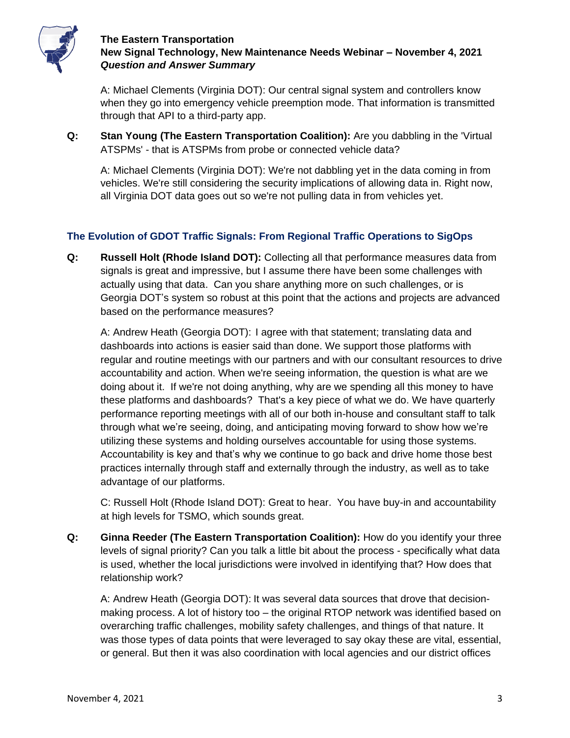A: Michael Clements (Virginia DOT): Our central signal system and controllers know when they go into emergency vehicle preemption mode. That information is transmitted through that API to a third-party app.

**Q: Stan Young (The Eastern Transportation Coalition):** Are you dabbling in the 'Virtual ATSPMs' - that is ATSPMs from probe or connected vehicle data?

A: Michael Clements (Virginia DOT): We're not dabbling yet in the data coming in from vehicles. We're still considering the security implications of allowing data in. Right now, all Virginia DOT data goes out so we're not pulling data in from vehicles yet.

## The Evolution of GDOT Traffic Signals: From Regional Traffic Operations to SigOps

**Q: Russell Holt (Rhode Island DOT):** Collecting all that performance measures data from signals is great and impressive, but I assume there have been some challenges with actually using that data. Can you share anything more on such challenges, or is Georgia DOT's system so robust at this point that the actions and projects are advanced based on the performance measures?

A: Andrew Heath (Georgia DOT): I agree with that statement; translating data and dashboards into actions is easier said than done. We support those platforms with regular and routine meetings with our partners and with our consultant resources to drive accountability and action. When we're seeing information, the question is what are we doing about it. If we're not doing anything, why are we spending all this money to have these platforms and dashboards? That's a key piece of what we do. We have quarterly performance reporting meetings with all of our both in-house and consultant staff to talk through what we're seeing, doing, and anticipating moving forward to show how we're utilizing these systems and holding ourselves accountable for using those systems. Accountability is key and that's why we continue to go back and drive home those best practices internally through staff and externally through the industry, as well as to take advantage of our platforms.

C: Russell Holt (Rhode Island DOT): Great to hear. You have buy-in and accountability at high levels for TSMO, which sounds great.

**Q: Ginna Reeder (The Eastern Transportation Coalition):** How do you identify your three levels of signal priority? Can you talk a little bit about the process - specifically what data is used, whether the local jurisdictions were involved in identifying that? How does that relationship work?

A: Andrew Heath (Georgia DOT): It was several data sources that drove that decision-making process. A lot of history too – the original RTOP network was identified based on overarching traffic challenges, mobility safety challenges, and things of that nature. It was those types of data points that were leveraged to say okay these are vital, essential, or general. But then it was also coordination with local agencies and our district offices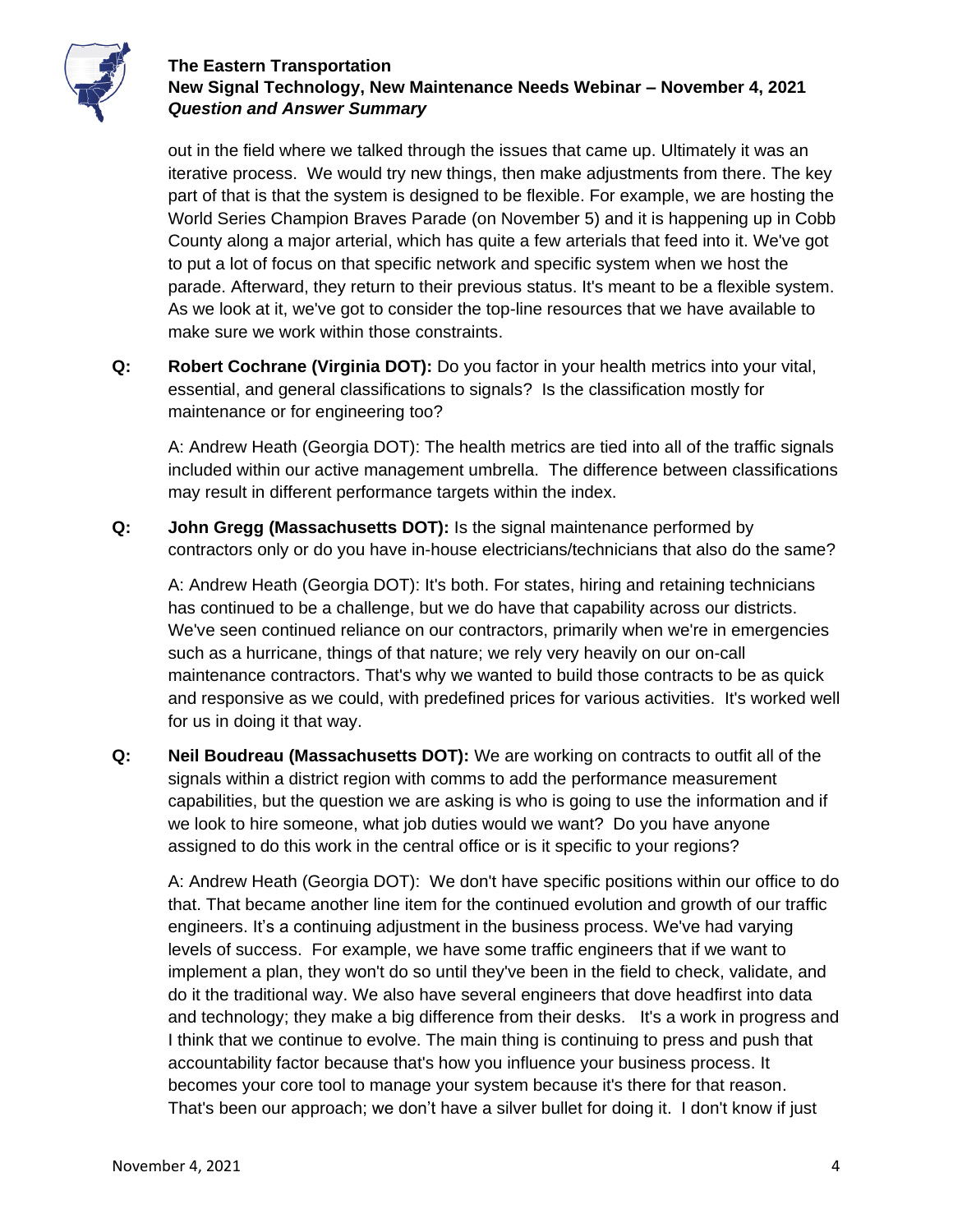out in the field where we talked through the issues that came up. Ultimately it was an iterative process. We would try new things, then make adjustments from there. The key part of that is that the system is designed to be flexible. For example, we are hosting the World Series Champion Braves Parade (on November 5) and it is happening up in Cobb County along a major arterial, which has quite a few arterials that feed into it. We've got to put a lot of focus on that specific network and specific system when we host the parade. Afterward, they return to their previous status. It's meant to be a flexible system. As we look at it, we've got to consider the top-line resources that we have available to make sure we work within those constraints.

**Q:** **Robert Cochrane (Virginia DOT):** Do you factor in your health metrics into your vital, essential, and general classifications to signals? Is the classification mostly for maintenance or for engineering too?

A: Andrew Heath (Georgia DOT): The health metrics are tied into all of the traffic signals included within our active management umbrella. The difference between classifications may result in different performance targets within the index.

**Q:** **John Gregg (Massachusetts DOT):** Is the signal maintenance performed by contractors only or do you have in-house electricians/technicians that also do the same?

A: Andrew Heath (Georgia DOT): It's both. For states, hiring and retaining technicians has continued to be a challenge, but we do have that capability across our districts. We've seen continued reliance on our contractors, primarily when we're in emergencies such as a hurricane, things of that nature; we rely very heavily on our on-call maintenance contractors. That's why we wanted to build those contracts to be as quick and responsive as we could, with predefined prices for various activities. It's worked well for us in doing it that way.

**Q:** **Neil Boudreau (Massachusetts DOT):** We are working on contracts to outfit all of the signals within a district region with comms to add the performance measurement capabilities, but the question we are asking is who is going to use the information and if we look to hire someone, what job duties would we want? Do you have anyone assigned to do this work in the central office or is it specific to your regions?

A: Andrew Heath (Georgia DOT): We don't have specific positions within our office to do that. That became another line item for the continued evolution and growth of our traffic engineers. It's a continuing adjustment in the business process. We've had varying levels of success. For example, we have some traffic engineers that if we want to implement a plan, they won't do so until they've been in the field to check, validate, and do it the traditional way. We also have several engineers that dove headfirst into data and technology; they make a big difference from their desks. It's a work in progress and I think that we continue to evolve. The main thing is continuing to press and push that accountability factor because that's how you influence your business process. It becomes your core tool to manage your system because it's there for that reason. That's been our approach; we don't have a silver bullet for doing it. I don't know if just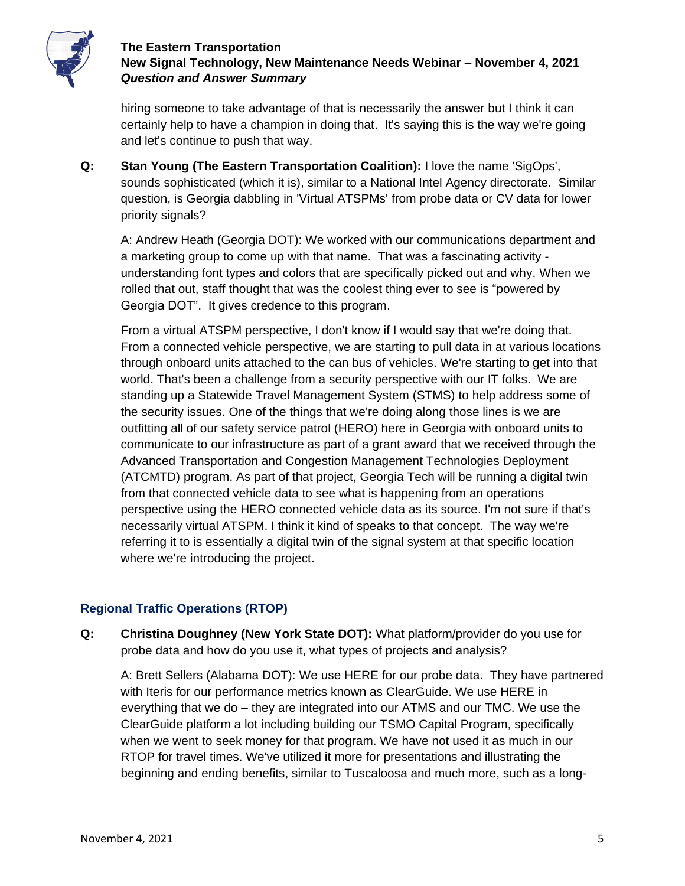hiring someone to take advantage of that is necessarily the answer but I think it can certainly help to have a champion in doing that. It's saying this is the way we're going and let's continue to push that way.

**Q: Stan Young (The Eastern Transportation Coalition):** I love the name 'SigOps', sounds sophisticated (which it is), similar to a National Intel Agency directorate. Similar question, is Georgia dabbling in 'Virtual ATSPMs' from probe data or CV data for lower priority signals?

A: Andrew Heath (Georgia DOT): We worked with our communications department and a marketing group to come up with that name. That was a fascinating activity - understanding font types and colors that are specifically picked out and why. When we rolled that out, staff thought that was the coolest thing ever to see is "powered by Georgia DOT". It gives credence to this program.

From a virtual ATSPM perspective, I don't know if I would say that we're doing that. From a connected vehicle perspective, we are starting to pull data in at various locations through onboard units attached to the can bus of vehicles. We're starting to get into that world. That's been a challenge from a security perspective with our IT folks. We are standing up a Statewide Travel Management System (STMS) to help address some of the security issues. One of the things that we're doing along those lines is we are outfitting all of our safety service patrol (HERO) here in Georgia with onboard units to communicate to our infrastructure as part of a grant award that we received through the Advanced Transportation and Congestion Management Technologies Deployment (ATCMTD) program. As part of that project, Georgia Tech will be running a digital twin from that connected vehicle data to see what is happening from an operations perspective using the HERO connected vehicle data as its source. I'm not sure if that's necessarily virtual ATSPM. I think it kind of speaks to that concept. The way we're referring it to is essentially a digital twin of the signal system at that specific location where we're introducing the project.

## Regional Traffic Operations (RTOP)

**Q: Christina Doughney (New York State DOT):** What platform/provider do you use for probe data and how do you use it, what types of projects and analysis?

A: Brett Sellers (Alabama DOT): We use HERE for our probe data. They have partnered with Iteris for our performance metrics known as ClearGuide. We use HERE in everything that we do – they are integrated into our ATMS and our TMC. We use the ClearGuide platform a lot including building our TSMO Capital Program, specifically when we went to seek money for that program. We have not used it as much in our RTOP for travel times. We've utilized it more for presentations and illustrating the beginning and ending benefits, similar to Tuscaloosa and much more, such as a long-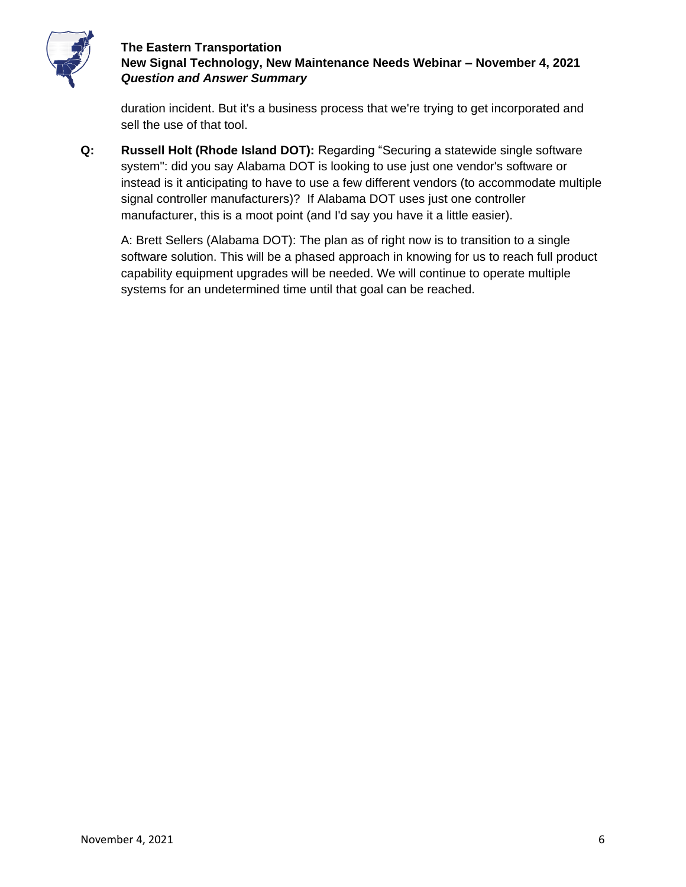duration incident. But it's a business process that we're trying to get incorporated and sell the use of that tool.

**Q:** **Russell Holt (Rhode Island DOT):** Regarding "Securing a statewide single software system": did you say Alabama DOT is looking to use just one vendor's software or instead is it anticipating to have to use a few different vendors (to accommodate multiple signal controller manufacturers)? If Alabama DOT uses just one controller manufacturer, this is a moot point (and I'd say you have it a little easier).

A: Brett Sellers (Alabama DOT): The plan as of right now is to transition to a single software solution. This will be a phased approach in knowing for us to reach full product capability equipment upgrades will be needed. We will continue to operate multiple systems for an undetermined time until that goal can be reached.